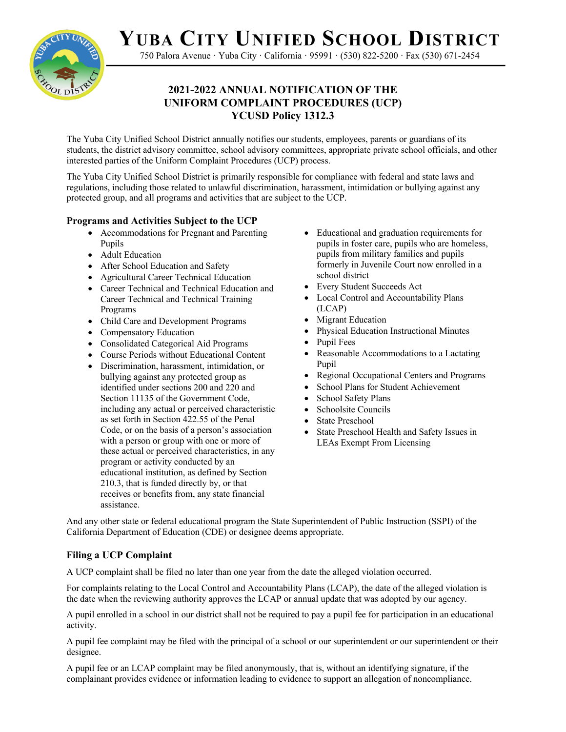# Yuba City Unified School District

750 Palora Avenue · Yuba City · California · 95991 · (530) 822-5200 · Fax (530) 671-2454

## 2021-2022 ANNUAL NOTIFICATION OF THE UNIFORM COMPLAINT PROCEDURES (UCP)
## YCUSD Policy 1312.3

The Yuba City Unified School District annually notifies our students, employees, parents or guardians of its students, the district advisory committee, school advisory committees, appropriate private school officials, and other interested parties of the Uniform Complaint Procedures (UCP) process.

The Yuba City Unified School District is primarily responsible for compliance with federal and state laws and regulations, including those related to unlawful discrimination, harassment, intimidation or bullying against any protected group, and all programs and activities that are subject to the UCP.

### Programs and Activities Subject to the UCP

- Accommodations for Pregnant and Parenting Pupils
- Adult Education
- After School Education and Safety
- Agricultural Career Technical Education
- Career Technical and Technical Education and Career Technical and Technical Training Programs
- Child Care and Development Programs
- Compensatory Education
- Consolidated Categorical Aid Programs
- Course Periods without Educational Content
- Discrimination, harassment, intimidation, or bullying against any protected group as identified under sections 200 and 220 and Section 11135 of the Government Code, including any actual or perceived characteristic as set forth in Section 422.55 of the Penal Code, or on the basis of a person's association with a person or group with one or more of these actual or perceived characteristics, in any program or activity conducted by an educational institution, as defined by Section 210.3, that is funded directly by, or that receives or benefits from, any state financial assistance.
- Educational and graduation requirements for pupils in foster care, pupils who are homeless, pupils from military families and pupils formerly in Juvenile Court now enrolled in a school district
- Every Student Succeeds Act
- Local Control and Accountability Plans (LCAP)
- Migrant Education
- Physical Education Instructional Minutes
- Pupil Fees
- Reasonable Accommodations to a Lactating Pupil
- Regional Occupational Centers and Programs
- School Plans for Student Achievement
- School Safety Plans
- Schoolsite Councils
- State Preschool
- State Preschool Health and Safety Issues in LEAs Exempt From Licensing

And any other state or federal educational program the State Superintendent of Public Instruction (SSPI) of the California Department of Education (CDE) or designee deems appropriate.

### Filing a UCP Complaint

A UCP complaint shall be filed no later than one year from the date the alleged violation occurred.

For complaints relating to the Local Control and Accountability Plans (LCAP), the date of the alleged violation is the date when the reviewing authority approves the LCAP or annual update that was adopted by our agency.

A pupil enrolled in a school in our district shall not be required to pay a pupil fee for participation in an educational activity.

A pupil fee complaint may be filed with the principal of a school or our superintendent or our superintendent or their designee.

A pupil fee or an LCAP complaint may be filed anonymously, that is, without an identifying signature, if the complainant provides evidence or information leading to evidence to support an allegation of noncompliance.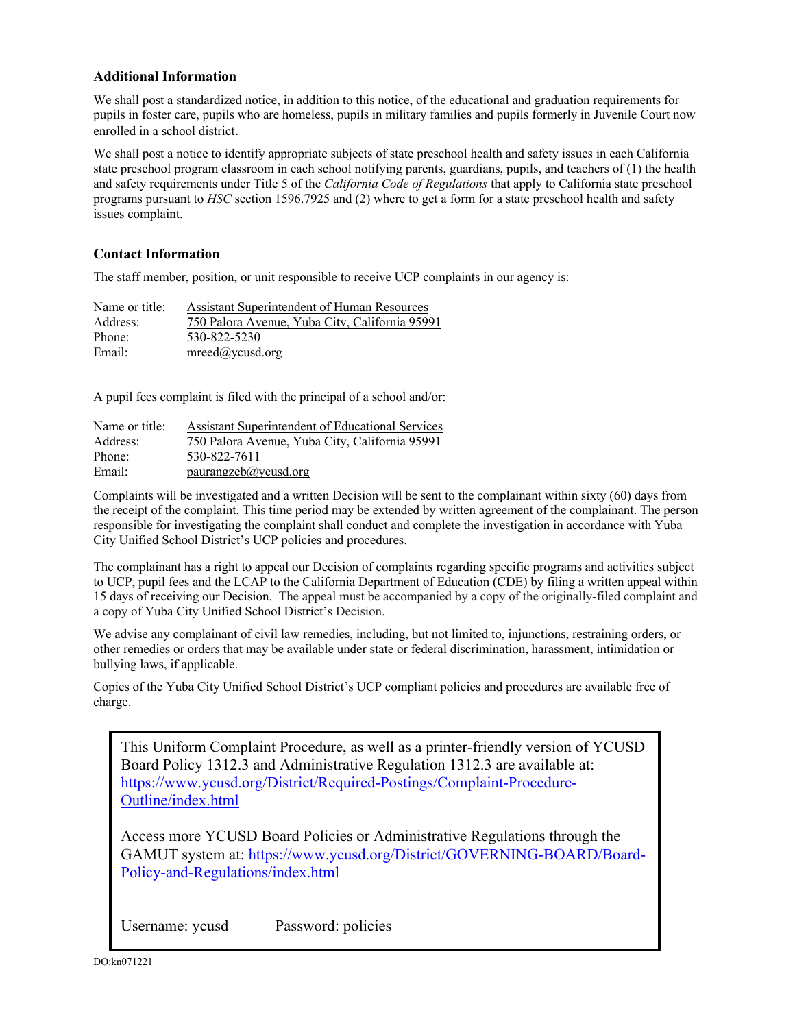### Additional Information

We shall post a standardized notice, in addition to this notice, of the educational and graduation requirements for pupils in foster care, pupils who are homeless, pupils in military families and pupils formerly in Juvenile Court now enrolled in a school district.

We shall post a notice to identify appropriate subjects of state preschool health and safety issues in each California state preschool program classroom in each school notifying parents, guardians, pupils, and teachers of (1) the health and safety requirements under Title 5 of the *California Code of Regulations* that apply to California state preschool programs pursuant to *HSC* section 1596.7925 and (2) where to get a form for a state preschool health and safety issues complaint.

### Contact Information

The staff member, position, or unit responsible to receive UCP complaints in our agency is:

Name or title: Assistant Superintendent of Human Resources
Address: 750 Palora Avenue, Yuba City, California 95991
Phone: 530-822-5230
Email: mreed@ycusd.org

A pupil fees complaint is filed with the principal of a school and/or:

Name or title: Assistant Superintendent of Educational Services
Address: 750 Palora Avenue, Yuba City, California 95991
Phone: 530-822-7611
Email: paurangzeb@ycusd.org

Complaints will be investigated and a written Decision will be sent to the complainant within sixty (60) days from the receipt of the complaint. This time period may be extended by written agreement of the complainant. The person responsible for investigating the complaint shall conduct and complete the investigation in accordance with Yuba City Unified School District's UCP policies and procedures.

The complainant has a right to appeal our Decision of complaints regarding specific programs and activities subject to UCP, pupil fees and the LCAP to the California Department of Education (CDE) by filing a written appeal within 15 days of receiving our Decision. The appeal must be accompanied by a copy of the originally-filed complaint and a copy of Yuba City Unified School District's Decision.

We advise any complainant of civil law remedies, including, but not limited to, injunctions, restraining orders, or other remedies or orders that may be available under state or federal discrimination, harassment, intimidation or bullying laws, if applicable.

Copies of the Yuba City Unified School District's UCP compliant policies and procedures are available free of charge.

This Uniform Complaint Procedure, as well as a printer-friendly version of YCUSD Board Policy 1312.3 and Administrative Regulation 1312.3 are available at: https://www.ycusd.org/District/Required-Postings/Complaint-Procedure-Outline/index.html

Access more YCUSD Board Policies or Administrative Regulations through the GAMUT system at: https://www.ycusd.org/District/GOVERNING-BOARD/Board-Policy-and-Regulations/index.html

Username: ycusd Password: policies

DO:kn071221